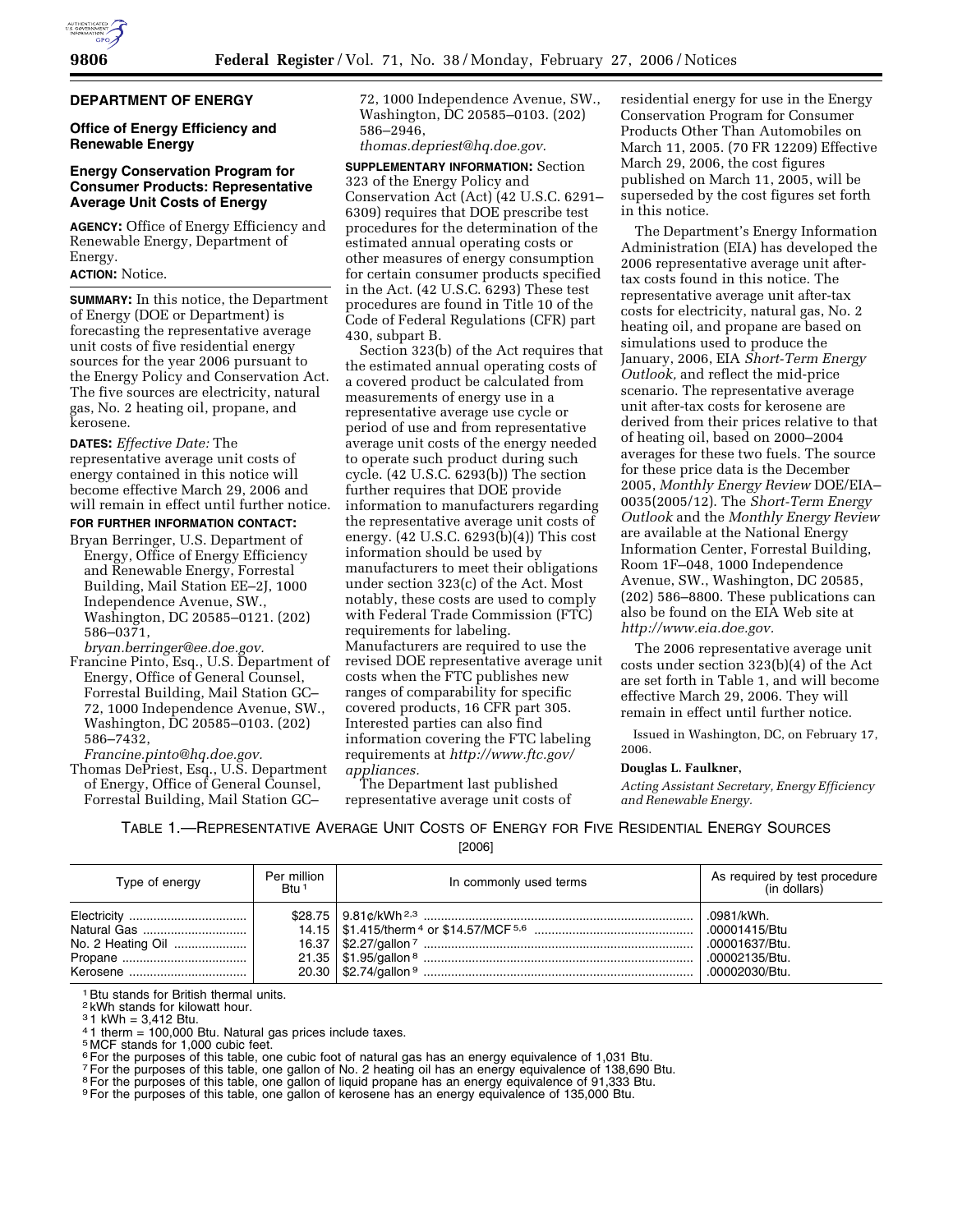## DEPARTMENT OF ENERGY

### Office of Energy Efficiency and Renewable Energy

### Energy Conservation Program for Consumer Products: Representative Average Unit Costs of Energy

**AGENCY:** Office of Energy Efficiency and Renewable Energy, Department of Energy.

**ACTION:** Notice.

**SUMMARY:** In this notice, the Department of Energy (DOE or Department) is forecasting the representative average unit costs of five residential energy sources for the year 2006 pursuant to the Energy Policy and Conservation Act. The five sources are electricity, natural gas, No. 2 heating oil, propane, and kerosene.

**DATES:** *Effective Date:* The representative average unit costs of energy contained in this notice will become effective March 29, 2006 and will remain in effect until further notice.

**FOR FURTHER INFORMATION CONTACT:**

Bryan Berringer, U.S. Department of Energy, Office of Energy Efficiency and Renewable Energy, Forrestal Building, Mail Station EE–2J, 1000 Independence Avenue, SW., Washington, DC 20585–0121. (202) 586–0371, *bryan.berringer@ee.doe.gov.*

Francine Pinto, Esq., U.S. Department of Energy, Office of General Counsel, Forrestal Building, Mail Station GC–72, 1000 Independence Avenue, SW., Washington, DC 20585–0103. (202) 586–7432, *Francine.pinto@hq.doe.gov.*

Thomas DePriest, Esq., U.S. Department of Energy, Office of General Counsel, Forrestal Building, Mail Station GC–72, 1000 Independence Avenue, SW., Washington, DC 20585–0103. (202) 586–2946, *thomas.depriest@hq.doe.gov.*

**SUPPLEMENTARY INFORMATION:** Section 323 of the Energy Policy and Conservation Act (Act) (42 U.S.C. 6291–6309) requires that DOE prescribe test procedures for the determination of the estimated annual operating costs or other measures of energy consumption for certain consumer products specified in the Act. (42 U.S.C. 6293) These test procedures are found in Title 10 of the Code of Federal Regulations (CFR) part 430, subpart B.

Section 323(b) of the Act requires that the estimated annual operating costs of a covered product be calculated from measurements of energy use in a representative average use cycle or period of use and from representative average unit costs of the energy needed to operate such product during such cycle. (42 U.S.C. 6293(b)) The section further requires that DOE provide information to manufacturers regarding the representative average unit costs of energy. (42 U.S.C. 6293(b)(4)) This cost information should be used by manufacturers to meet their obligations under section 323(c) of the Act. Most notably, these costs are used to comply with Federal Trade Commission (FTC) requirements for labeling. Manufacturers are required to use the revised DOE representative average unit costs when the FTC publishes new ranges of comparability for specific covered products, 16 CFR part 305. Interested parties can also find information covering the FTC labeling requirements at *http://www.ftc.gov/appliances.*

The Department last published representative average unit costs of residential energy for use in the Energy Conservation Program for Consumer Products Other Than Automobiles on March 11, 2005. (70 FR 12209) Effective March 29, 2006, the cost figures published on March 11, 2005, will be superseded by the cost figures set forth in this notice.

The Department's Energy Information Administration (EIA) has developed the 2006 representative average unit after-tax costs found in this notice. The representative average unit after-tax costs for electricity, natural gas, No. 2 heating oil, and propane are based on simulations used to produce the January, 2006, EIA *Short-Term Energy Outlook,* and reflect the mid-price scenario. The representative average unit after-tax costs for kerosene are derived from their prices relative to that of heating oil, based on 2000–2004 averages for these two fuels. The source for these price data is the December 2005, *Monthly Energy Review* DOE/EIA–0035(2005/12). The *Short-Term Energy Outlook* and the *Monthly Energy Review* are available at the National Energy Information Center, Forrestal Building, Room 1F–048, 1000 Independence Avenue, SW., Washington, DC 20585, (202) 586–8800. These publications can also be found on the EIA Web site at *http://www.eia.doe.gov.*

The 2006 representative average unit costs under section 323(b)(4) of the Act are set forth in Table 1, and will become effective March 29, 2006. They will remain in effect until further notice.

Issued in Washington, DC, on February 17, 2006.

**Douglas L. Faulkner,**

*Acting Assistant Secretary, Energy Efficiency and Renewable Energy.*

TABLE 1.—REPRESENTATIVE AVERAGE UNIT COSTS OF ENERGY FOR FIVE RESIDENTIAL ENERGY SOURCES

[2006]

| Type of energy | Per million Btu [1] | In commonly used terms | As required by test procedure (in dollars) |
|---|---|---|---|
| Electricity | $28.75 | 9.81¢/kWh [2,3] | .0981/kWh. |
| Natural Gas | 14.15 | $1.415/therm [4] or $14.57/MCF [5,6] | .00001415/Btu |
| No. 2 Heating Oil | 16.37 | $2.27/gallon [7] | .00001637/Btu. |
| Propane | 21.35 | $1.95/gallon [8] | .00002135/Btu. |
| Kerosene | 20.30 | $2.74/gallon [9] | .00002030/Btu. |

[1] Btu stands for British thermal units.

[2] kWh stands for kilowatt hour.

[3] 1 kWh = 3,412 Btu.

[4] 1 therm = 100,000 Btu. Natural gas prices include taxes.

[5] MCF stands for 1,000 cubic feet.

[6] For the purposes of this table, one cubic foot of natural gas has an energy equivalence of 1,031 Btu.

[7] For the purposes of this table, one gallon of No. 2 heating oil has an energy equivalence of 138,690 Btu.

[8] For the purposes of this table, one gallon of liquid propane has an energy equivalence of 91,333 Btu.

[9] For the purposes of this table, one gallon of kerosene has an energy equivalence of 135,000 Btu.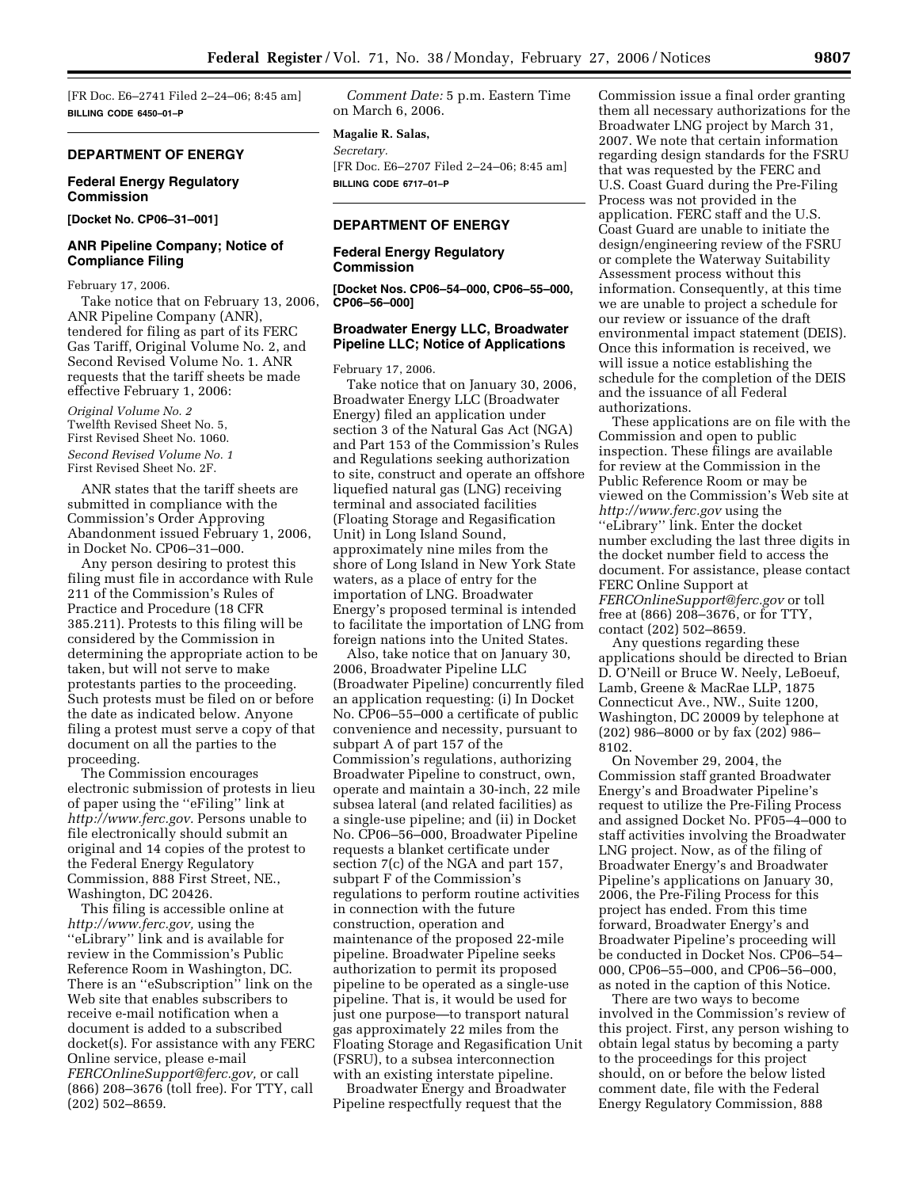[FR Doc. E6–2741 Filed 2–24–06; 8:45 am]

**BILLING CODE 6450–01–P**

## DEPARTMENT OF ENERGY

### Federal Energy Regulatory Commission

**[Docket No. CP06–31–001]**

### ANR Pipeline Company; Notice of Compliance Filing

February 17, 2006.

Take notice that on February 13, 2006, ANR Pipeline Company (ANR), tendered for filing as part of its FERC Gas Tariff, Original Volume No. 2, and Second Revised Volume No. 1. ANR requests that the tariff sheets be made effective February 1, 2006:

*Original Volume No. 2*
Twelfth Revised Sheet No. 5,
First Revised Sheet No. 1060.

*Second Revised Volume No. 1*
First Revised Sheet No. 2F.

ANR states that the tariff sheets are submitted in compliance with the Commission's Order Approving Abandonment issued February 1, 2006, in Docket No. CP06–31–000.

Any person desiring to protest this filing must file in accordance with Rule 211 of the Commission's Rules of Practice and Procedure (18 CFR 385.211). Protests to this filing will be considered by the Commission in determining the appropriate action to be taken, but will not serve to make protestants parties to the proceeding. Such protests must be filed on or before the date as indicated below. Anyone filing a protest must serve a copy of that document on all the parties to the proceeding.

The Commission encourages electronic submission of protests in lieu of paper using the ''eFiling'' link at *http://www.ferc.gov*. Persons unable to file electronically should submit an original and 14 copies of the protest to the Federal Energy Regulatory Commission, 888 First Street, NE., Washington, DC 20426.

This filing is accessible online at *http://www.ferc.gov,* using the ''eLibrary'' link and is available for review in the Commission's Public Reference Room in Washington, DC. There is an ''eSubscription'' link on the Web site that enables subscribers to receive e-mail notification when a document is added to a subscribed docket(s). For assistance with any FERC Online service, please e-mail *FERCOnlineSupport@ferc.gov,* or call (866) 208–3676 (toll free). For TTY, call (202) 502–8659.

*Comment Date:* 5 p.m. Eastern Time on March 6, 2006.

**Magalie R. Salas,**
*Secretary.*

[FR Doc. E6–2707 Filed 2–24–06; 8:45 am]

**BILLING CODE 6717–01–P**

## DEPARTMENT OF ENERGY

### Federal Energy Regulatory Commission

**[Docket Nos. CP06–54–000, CP06–55–000, CP06–56–000]**

### Broadwater Energy LLC, Broadwater Pipeline LLC; Notice of Applications

February 17, 2006.

Take notice that on January 30, 2006, Broadwater Energy LLC (Broadwater Energy) filed an application under section 3 of the Natural Gas Act (NGA) and Part 153 of the Commission's Rules and Regulations seeking authorization to site, construct and operate an offshore liquefied natural gas (LNG) receiving terminal and associated facilities (Floating Storage and Regasification Unit) in Long Island Sound, approximately nine miles from the shore of Long Island in New York State waters, as a place of entry for the importation of LNG. Broadwater Energy's proposed terminal is intended to facilitate the importation of LNG from foreign nations into the United States.

Also, take notice that on January 30, 2006, Broadwater Pipeline LLC (Broadwater Pipeline) concurrently filed an application requesting: (i) In Docket No. CP06–55–000 a certificate of public convenience and necessity, pursuant to subpart A of part 157 of the Commission's regulations, authorizing Broadwater Pipeline to construct, own, operate and maintain a 30-inch, 22 mile subsea lateral (and related facilities) as a single-use pipeline; and (ii) in Docket No. CP06–56–000, Broadwater Pipeline requests a blanket certificate under section 7(c) of the NGA and part 157, subpart F of the Commission's regulations to perform routine activities in connection with the future construction, operation and maintenance of the proposed 22-mile pipeline. Broadwater Pipeline seeks authorization to permit its proposed pipeline to be operated as a single-use pipeline. That is, it would be used for just one purpose—to transport natural gas approximately 22 miles from the Floating Storage and Regasification Unit (FSRU), to a subsea interconnection with an existing interstate pipeline.

Broadwater Energy and Broadwater Pipeline respectfully request that the Commission issue a final order granting them all necessary authorizations for the Broadwater LNG project by March 31, 2007. We note that certain information regarding design standards for the FSRU that was requested by the FERC and U.S. Coast Guard during the Pre-Filing Process was not provided in the application. FERC staff and the U.S. Coast Guard are unable to initiate the design/engineering review of the FSRU or complete the Waterway Suitability Assessment process without this information. Consequently, at this time we are unable to project a schedule for our review or issuance of the draft environmental impact statement (DEIS). Once this information is received, we will issue a notice establishing the schedule for the completion of the DEIS and the issuance of all Federal authorizations.

These applications are on file with the Commission and open to public inspection. These filings are available for review at the Commission in the Public Reference Room or may be viewed on the Commission's Web site at *http://www.ferc.gov* using the ''eLibrary'' link. Enter the docket number excluding the last three digits in the docket number field to access the document. For assistance, please contact FERC Online Support at *FERCOnlineSupport@ferc.gov* or toll free at (866) 208–3676, or for TTY, contact (202) 502–8659.

Any questions regarding these applications should be directed to Brian D. O'Neill or Bruce W. Neely, LeBoeuf, Lamb, Greene & MacRae LLP, 1875 Connecticut Ave., NW., Suite 1200, Washington, DC 20009 by telephone at (202) 986–8000 or by fax (202) 986–8102.

On November 29, 2004, the Commission staff granted Broadwater Energy's and Broadwater Pipeline's request to utilize the Pre-Filing Process and assigned Docket No. PF05–4–000 to staff activities involving the Broadwater LNG project. Now, as of the filing of Broadwater Energy's and Broadwater Pipeline's applications on January 30, 2006, the Pre-Filing Process for this project has ended. From this time forward, Broadwater Energy's and Broadwater Pipeline's proceeding will be conducted in Docket Nos. CP06–54–000, CP06–55–000, and CP06–56–000, as noted in the caption of this Notice.

There are two ways to become involved in the Commission's review of this project. First, any person wishing to obtain legal status by becoming a party to the proceedings for this project should, on or before the below listed comment date, file with the Federal Energy Regulatory Commission, 888